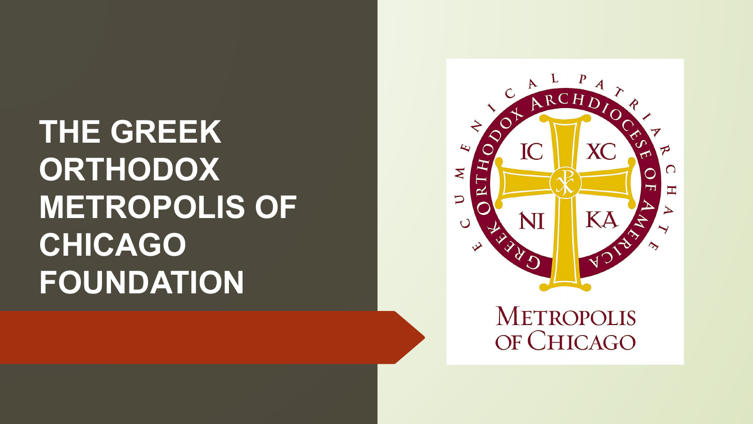# THE GREEK ORTHODOX METROPOLIS OF CHICAGO FOUNDATION

METROPOLIS OF CHICAGO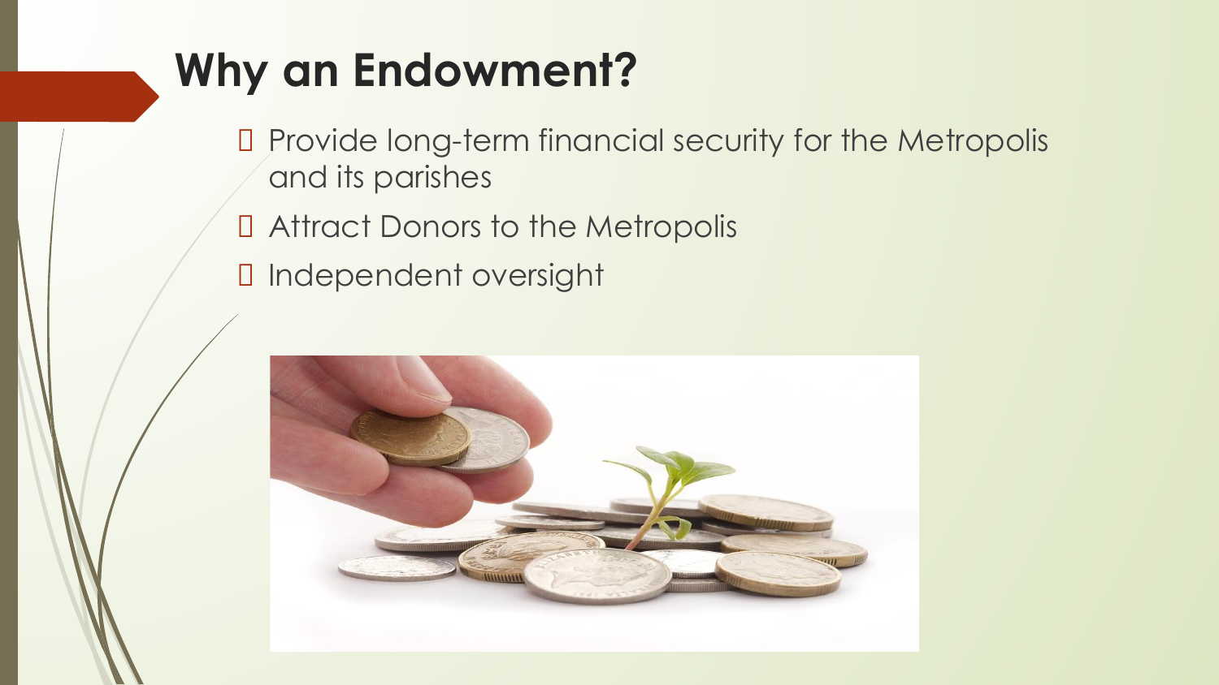## Why an Endowment?

- Provide long-term financial security for the Metropolis and its parishes
- Attract Donors to the Metropolis
- Independent oversight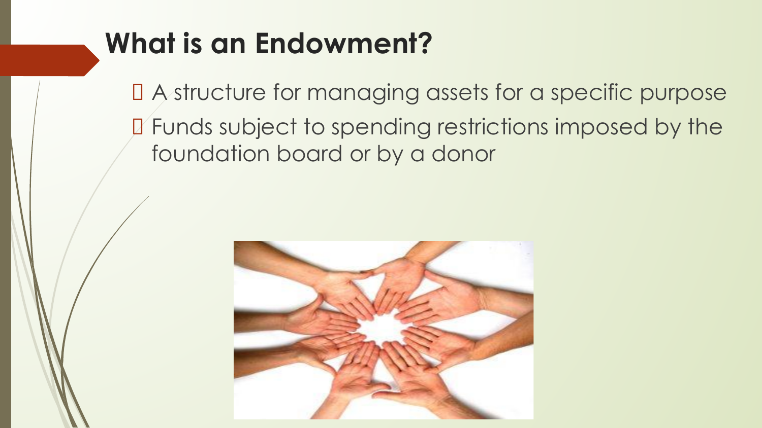# What is an Endowment?

- A structure for managing assets for a specific purpose
- Funds subject to spending restrictions imposed by the foundation board or by a donor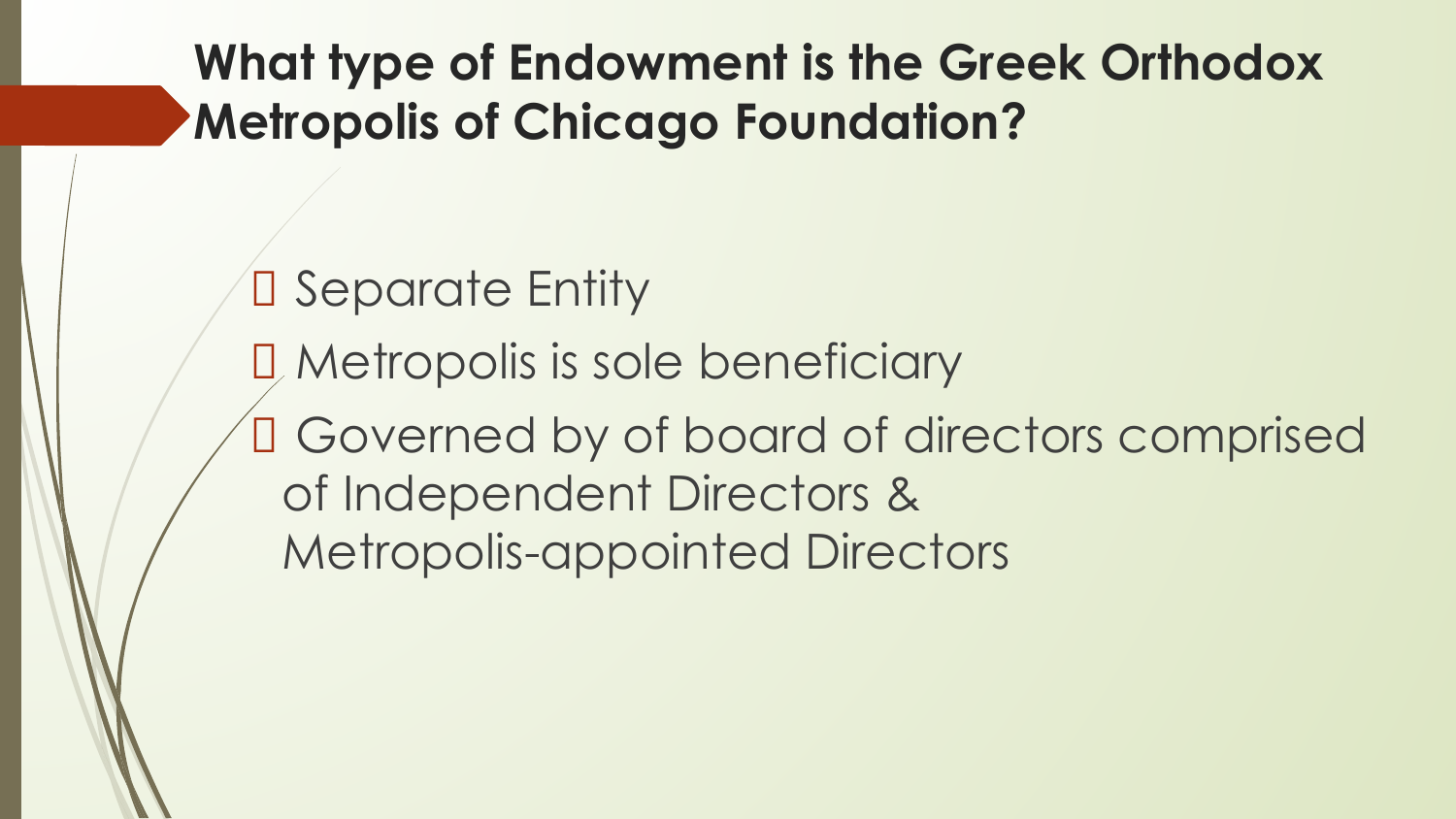# What type of Endowment is the Greek Orthodox Metropolis of Chicago Foundation?

- Separate Entity
- Metropolis is sole beneficiary
- Governed by of board of directors comprised of Independent Directors & Metropolis-appointed Directors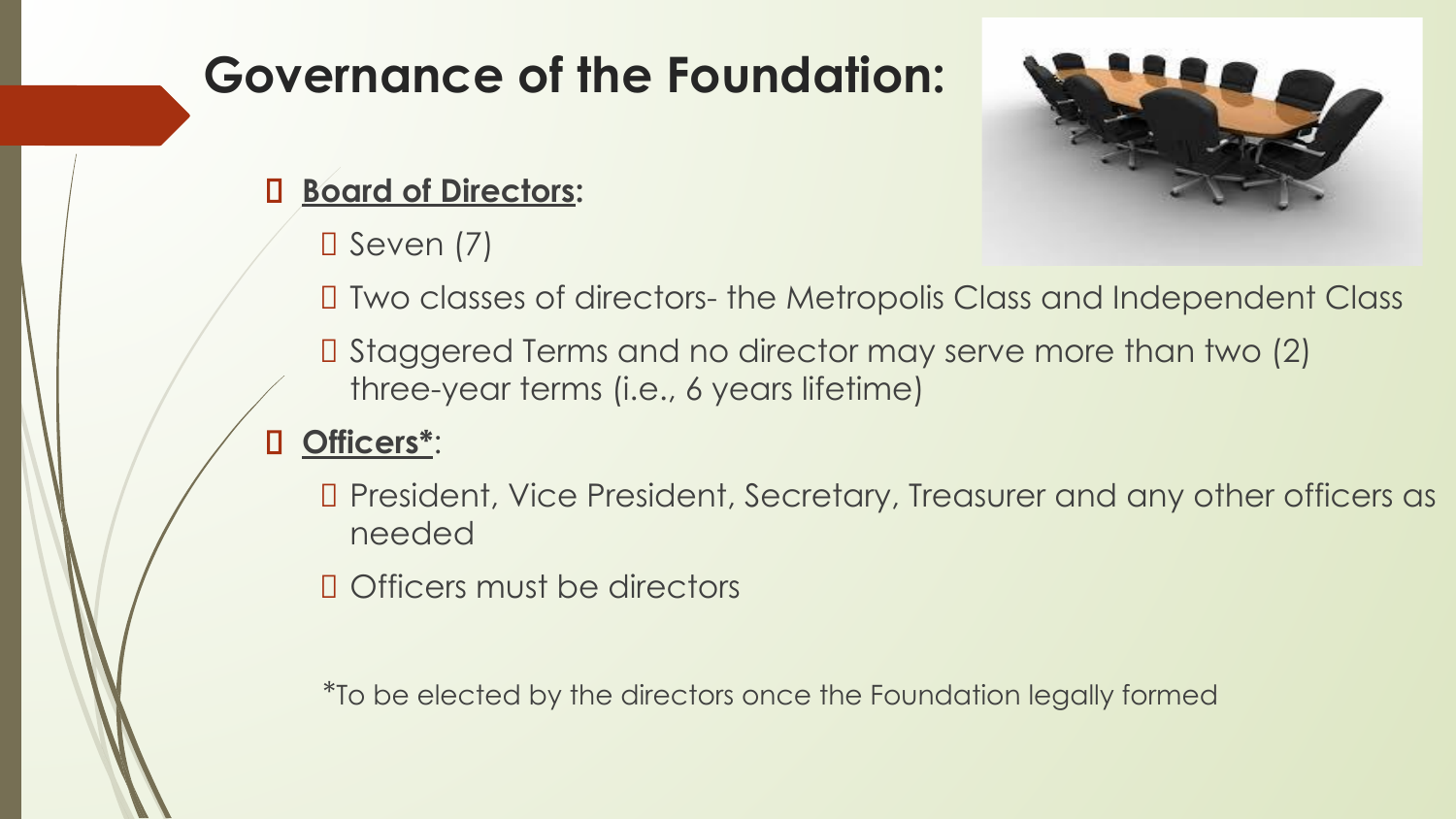# Governance of the Foundation:

- **Board of Directors:**
  - Seven (7)
  - Two classes of directors- the Metropolis Class and Independent Class
  - Staggered Terms and no director may serve more than two (2) three-year terms (i.e., 6 years lifetime)
- **Officers***:
  - President, Vice President, Secretary, Treasurer and any other officers as needed
  - Officers must be directors

*To be elected by the directors once the Foundation legally formed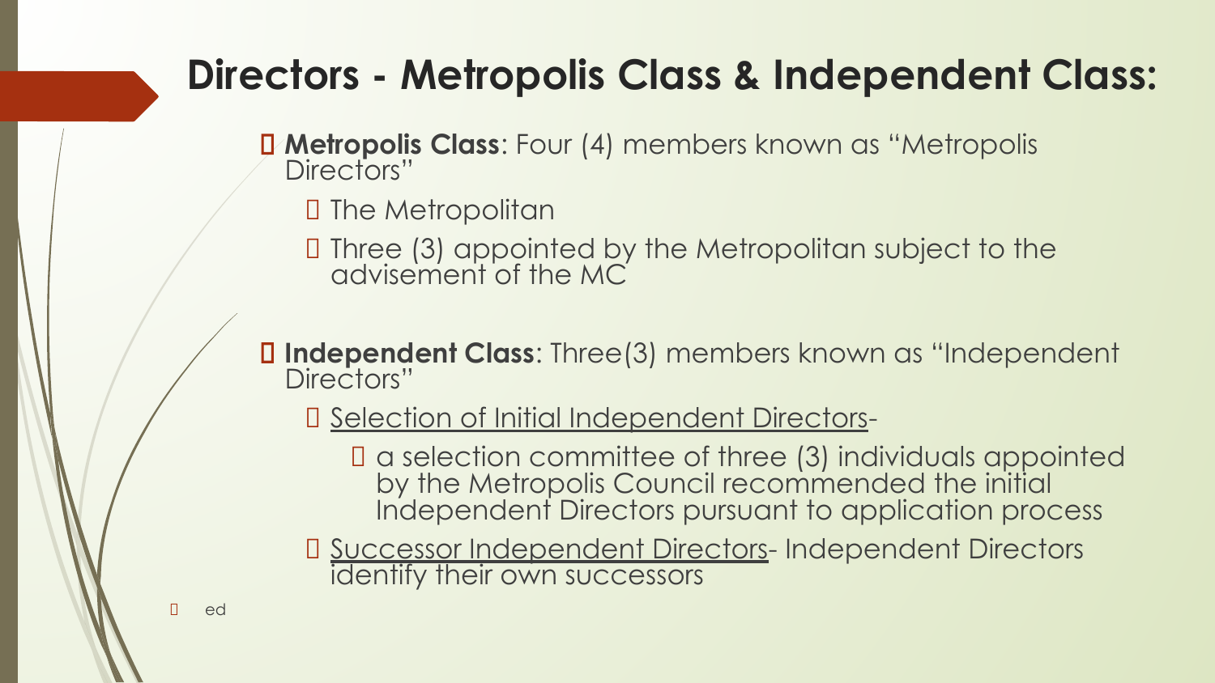# Directors - Metropolis Class & Independent Class:

- **Metropolis Class**: Four (4) members known as "Metropolis Directors"
  - The Metropolitan
  - Three (3) appointed by the Metropolitan subject to the advisement of the MC
- **Independent Class**: Three(3) members known as "Independent Directors"
  - Selection of Initial Independent Directors-
    - a selection committee of three (3) individuals appointed by the Metropolis Council recommended the initial Independent Directors pursuant to application process
  - Successor Independent Directors- Independent Directors identify their own successors

- ed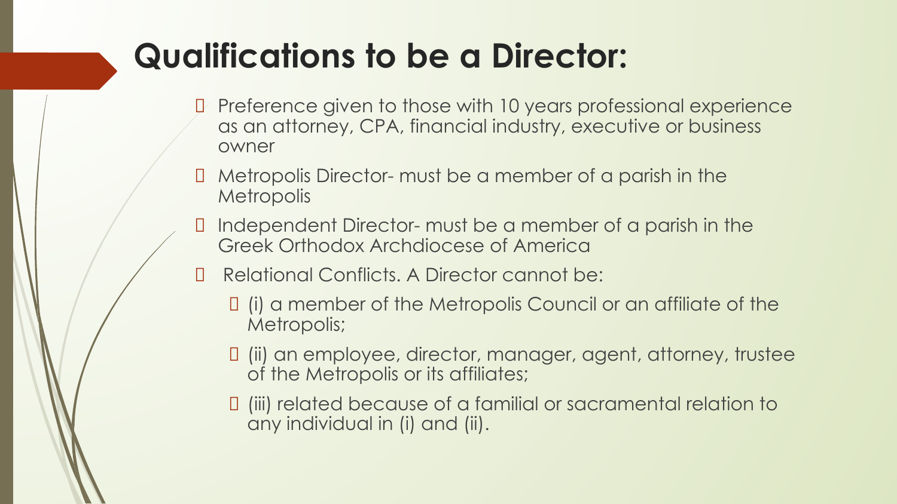# Qualifications to be a Director:

- Preference given to those with 10 years professional experience as an attorney, CPA, financial industry, executive or business owner
- Metropolis Director- must be a member of a parish in the Metropolis
- Independent Director- must be a member of a parish in the Greek Orthodox Archdiocese of America
- Relational Conflicts. A Director cannot be:
  - (i) a member of the Metropolis Council or an affiliate of the Metropolis;
  - (ii) an employee, director, manager, agent, attorney, trustee of the Metropolis or its affiliates;
  - (iii) related because of a familial or sacramental relation to any individual in (i) and (ii).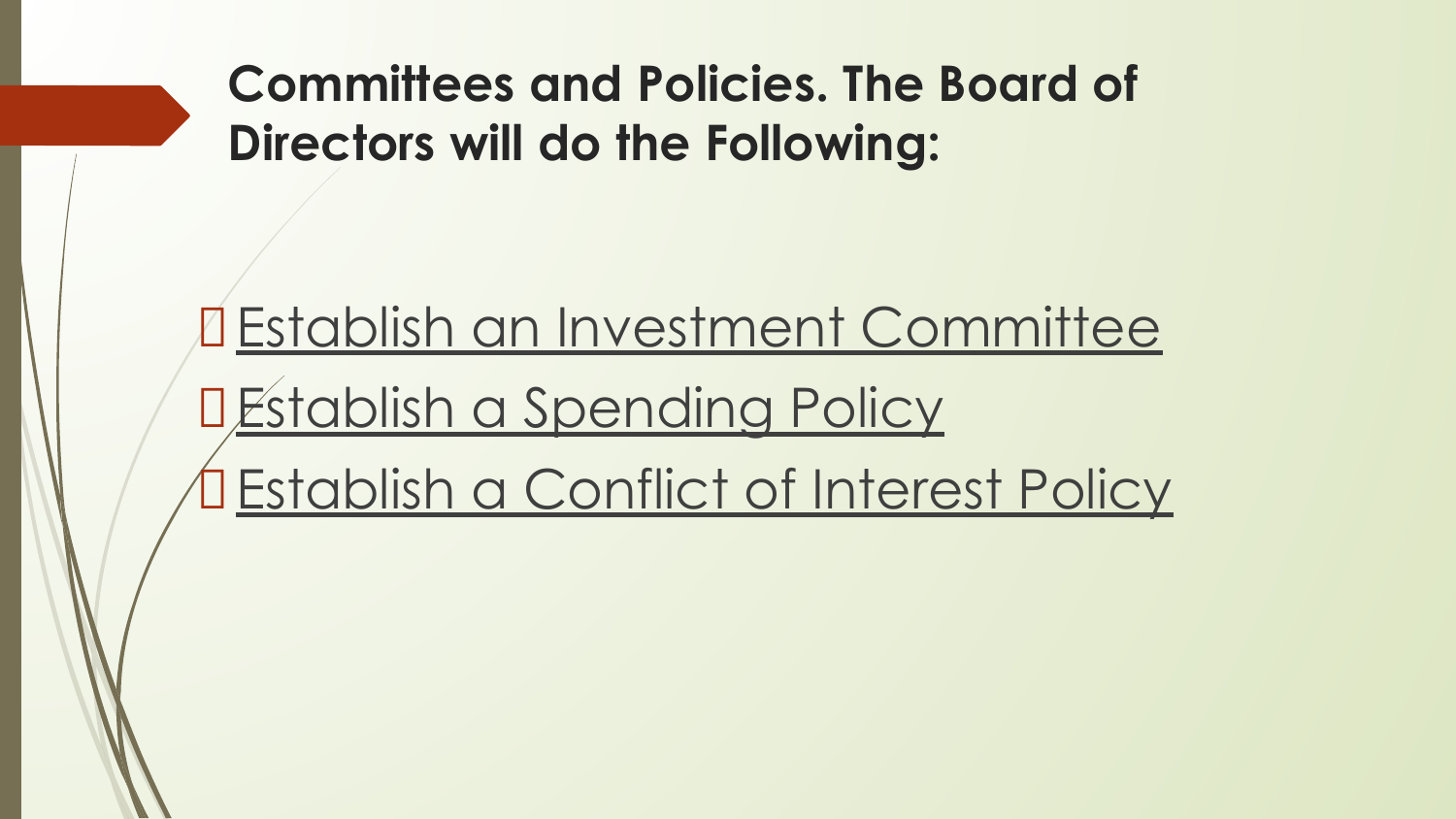## Committees and Policies. The Board of Directors will do the Following:

- Establish an Investment Committee
- Establish a Spending Policy
- Establish a Conflict of Interest Policy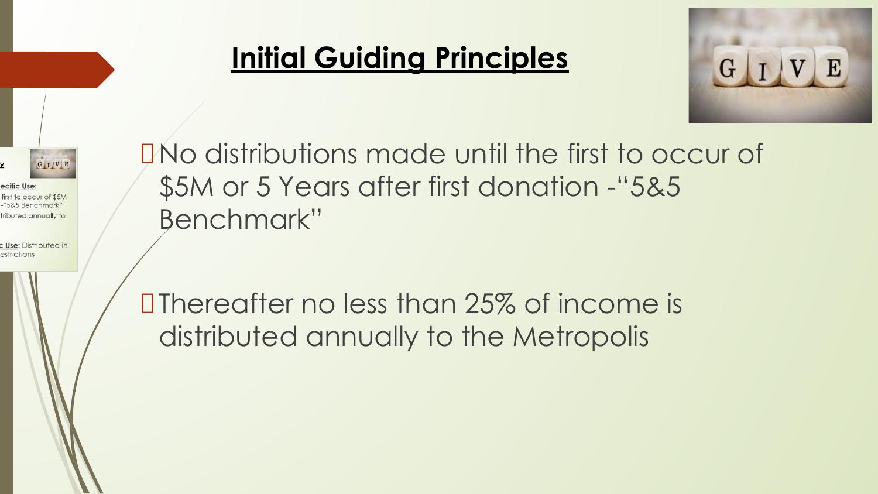# Initial Guiding Principles

- No distributions made until the first to occur of $5M or 5 Years after first donation -"5&5 Benchmark"

- Thereafter no less than 25% of income is distributed annually to the Metropolis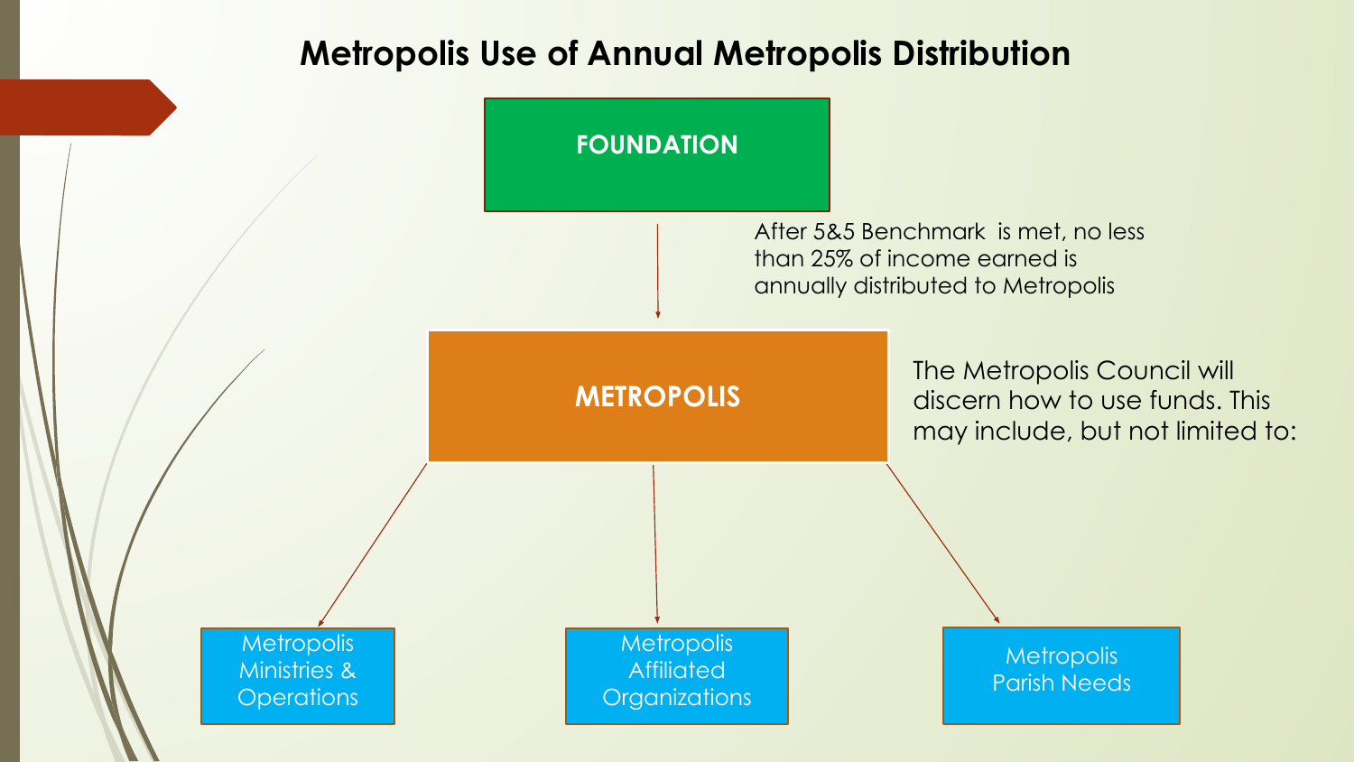# Metropolis Use of Annual Metropolis Distribution

**FOUNDATION**

After 5&5 Benchmark is met, no less than 25% of income earned is annually distributed to Metropolis

**METROPOLIS**

The Metropolis Council will discern how to use funds. This may include, but not limited to:

- Metropolis Ministries & Operations
- Metropolis Affiliated Organizations
- Metropolis Parish Needs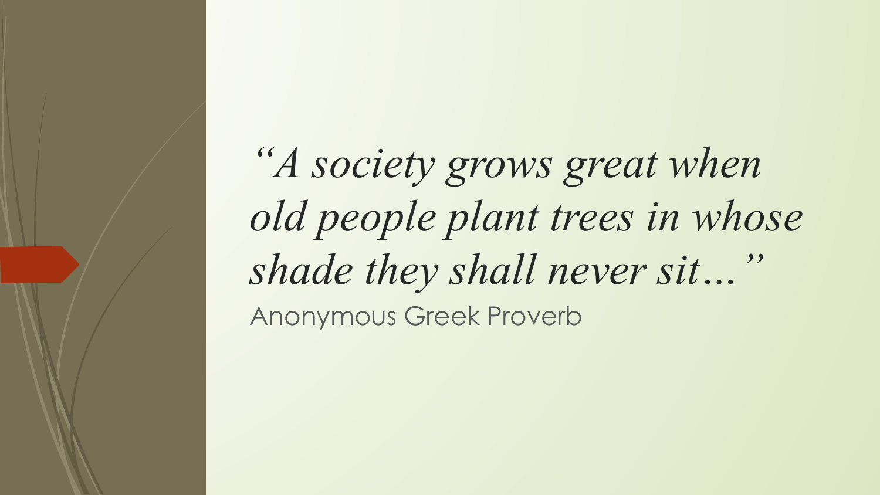*"A society grows great when old people plant trees in whose shade they shall never sit…"*

Anonymous Greek Proverb